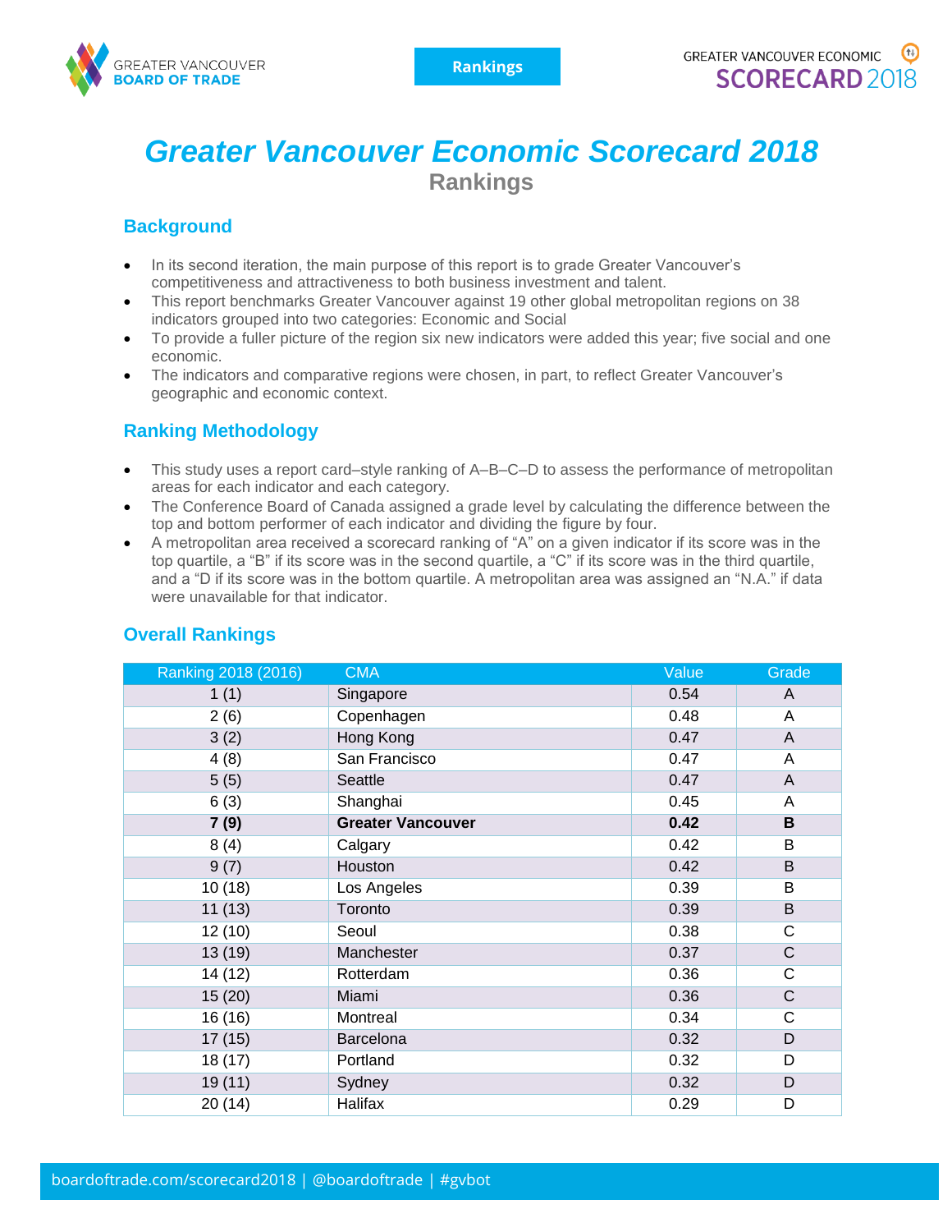# Greater Vancouver Economic Scorecard 2018

## Rankings

### Background

- In its second iteration, the main purpose of this report is to grade Greater Vancouver's competitiveness and attractiveness to both business investment and talent.
- This report benchmarks Greater Vancouver against 19 other global metropolitan regions on 38 indicators grouped into two categories: Economic and Social
- To provide a fuller picture of the region six new indicators were added this year; five social and one economic.
- The indicators and comparative regions were chosen, in part, to reflect Greater Vancouver's geographic and economic context.

### Ranking Methodology

- This study uses a report card–style ranking of A–B–C–D to assess the performance of metropolitan areas for each indicator and each category.
- The Conference Board of Canada assigned a grade level by calculating the difference between the top and bottom performer of each indicator and dividing the figure by four.
- A metropolitan area received a scorecard ranking of "A" on a given indicator if its score was in the top quartile, a "B" if its score was in the second quartile, a "C" if its score was in the third quartile, and a "D if its score was in the bottom quartile. A metropolitan area was assigned an "N.A." if data were unavailable for that indicator.

### Overall Rankings

| Ranking 2018 (2016) | CMA | Value | Grade |
|---|---|---|---|
| 1 (1) | Singapore | 0.54 | A |
| 2 (6) | Copenhagen | 0.48 | A |
| 3 (2) | Hong Kong | 0.47 | A |
| 4 (8) | San Francisco | 0.47 | A |
| 5 (5) | Seattle | 0.47 | A |
| 6 (3) | Shanghai | 0.45 | A |
| **7 (9)** | **Greater Vancouver** | **0.42** | **B** |
| 8 (4) | Calgary | 0.42 | B |
| 9 (7) | Houston | 0.42 | B |
| 10 (18) | Los Angeles | 0.39 | B |
| 11 (13) | Toronto | 0.39 | B |
| 12 (10) | Seoul | 0.38 | C |
| 13 (19) | Manchester | 0.37 | C |
| 14 (12) | Rotterdam | 0.36 | C |
| 15 (20) | Miami | 0.36 | C |
| 16 (16) | Montreal | 0.34 | C |
| 17 (15) | Barcelona | 0.32 | D |
| 18 (17) | Portland | 0.32 | D |
| 19 (11) | Sydney | 0.32 | D |
| 20 (14) | Halifax | 0.29 | D |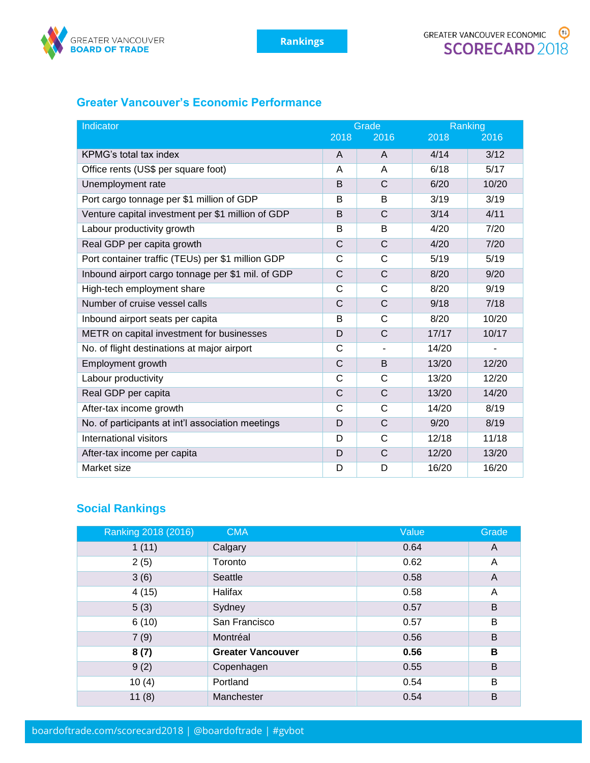## Greater Vancouver's Economic Performance

| Indicator | Grade | | Ranking | |
|---|---|---|---|---|
| | 2018 | 2016 | 2018 | 2016 |
| KPMG's total tax index | A | A | 4/14 | 3/12 |
| Office rents (US$ per square foot) | A | A | 6/18 | 5/17 |
| Unemployment rate | B | C | 6/20 | 10/20 |
| Port cargo tonnage per $1 million of GDP | B | B | 3/19 | 3/19 |
| Venture capital investment per $1 million of GDP | B | C | 3/14 | 4/11 |
| Labour productivity growth | B | B | 4/20 | 7/20 |
| Real GDP per capita growth | C | C | 4/20 | 7/20 |
| Port container traffic (TEUs) per $1 million GDP | C | C | 5/19 | 5/19 |
| Inbound airport cargo tonnage per $1 mil. of GDP | C | C | 8/20 | 9/20 |
| High-tech employment share | C | C | 8/20 | 9/19 |
| Number of cruise vessel calls | C | C | 9/18 | 7/18 |
| Inbound airport seats per capita | B | C | 8/20 | 10/20 |
| METR on capital investment for businesses | D | C | 17/17 | 10/17 |
| No. of flight destinations at major airport | C | - | 14/20 | - |
| Employment growth | C | B | 13/20 | 12/20 |
| Labour productivity | C | C | 13/20 | 12/20 |
| Real GDP per capita | C | C | 13/20 | 14/20 |
| After-tax income growth | C | C | 14/20 | 8/19 |
| No. of participants at int'l association meetings | D | C | 9/20 | 8/19 |
| International visitors | D | C | 12/18 | 11/18 |
| After-tax income per capita | D | C | 12/20 | 13/20 |
| Market size | D | D | 16/20 | 16/20 |

## Social Rankings

| Ranking 2018 (2016) | CMA | Value | Grade |
|---|---|---|---|
| 1 (11) | Calgary | 0.64 | A |
| 2 (5) | Toronto | 0.62 | A |
| 3 (6) | Seattle | 0.58 | A |
| 4 (15) | Halifax | 0.58 | A |
| 5 (3) | Sydney | 0.57 | B |
| 6 (10) | San Francisco | 0.57 | B |
| 7 (9) | Montréal | 0.56 | B |
| **8 (7)** | **Greater Vancouver** | **0.56** | **B** |
| 9 (2) | Copenhagen | 0.55 | B |
| 10 (4) | Portland | 0.54 | B |
| 11 (8) | Manchester | 0.54 | B |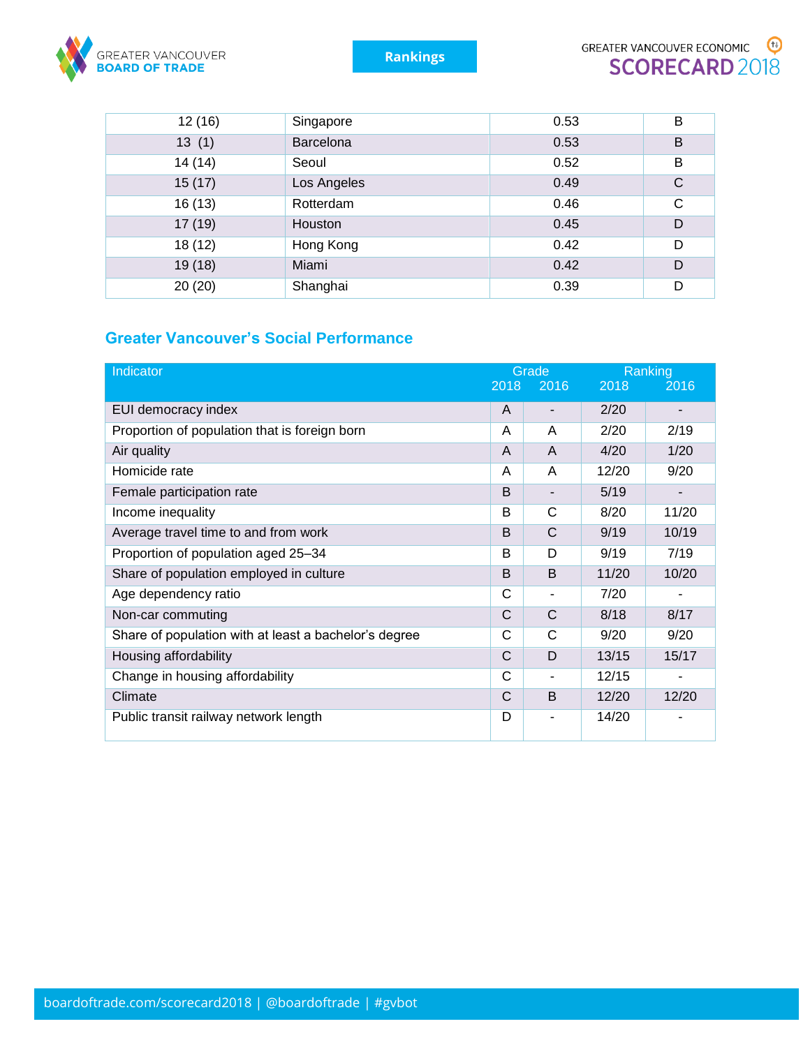| | | | |
|---|---|---|---|
| 12 (16) | Singapore | 0.53 | B |
| 13 (1) | Barcelona | 0.53 | B |
| 14 (14) | Seoul | 0.52 | B |
| 15 (17) | Los Angeles | 0.49 | C |
| 16 (13) | Rotterdam | 0.46 | C |
| 17 (19) | Houston | 0.45 | D |
| 18 (12) | Hong Kong | 0.42 | D |
| 19 (18) | Miami | 0.42 | D |
| 20 (20) | Shanghai | 0.39 | D |

## Greater Vancouver's Social Performance

| Indicator | Grade | | Ranking | |
|---|---|---|---|---|
| | 2018 | 2016 | 2018 | 2016 |
| EUI democracy index | A | - | 2/20 | - |
| Proportion of population that is foreign born | A | A | 2/20 | 2/19 |
| Air quality | A | A | 4/20 | 1/20 |
| Homicide rate | A | A | 12/20 | 9/20 |
| Female participation rate | B | - | 5/19 | - |
| Income inequality | B | C | 8/20 | 11/20 |
| Average travel time to and from work | B | C | 9/19 | 10/19 |
| Proportion of population aged 25–34 | B | D | 9/19 | 7/19 |
| Share of population employed in culture | B | B | 11/20 | 10/20 |
| Age dependency ratio | C | - | 7/20 | - |
| Non-car commuting | C | C | 8/18 | 8/17 |
| Share of population with at least a bachelor's degree | C | C | 9/20 | 9/20 |
| Housing affordability | C | D | 13/15 | 15/17 |
| Change in housing affordability | C | - | 12/15 | - |
| Climate | C | B | 12/20 | 12/20 |
| Public transit railway network length | D | - | 14/20 | - |